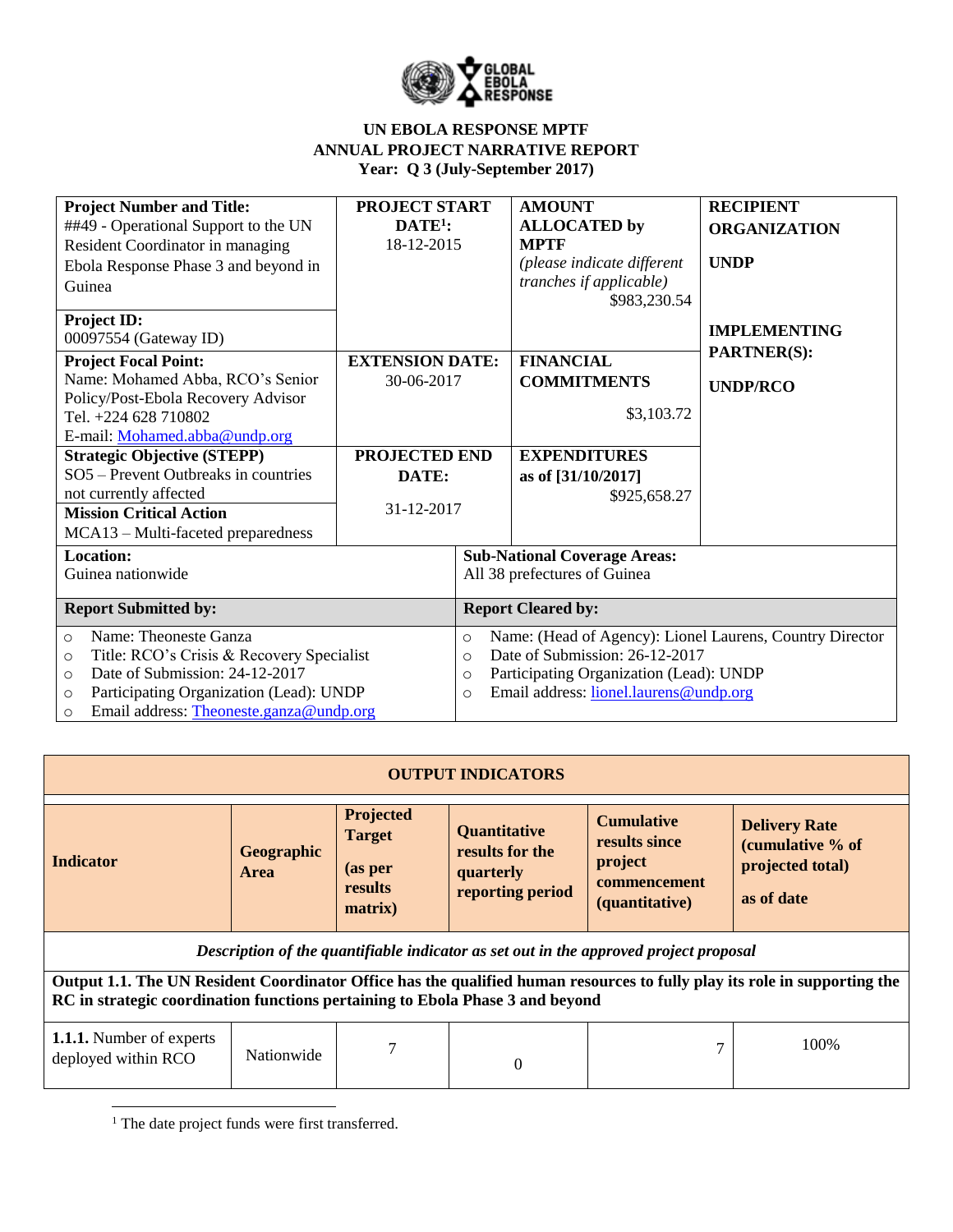**UN EBOLA RESPONSE MPTF**
**ANNUAL PROJECT NARRATIVE REPORT**
**Year: Q 3 (July-September 2017)**

| **Project Number and Title:** ##49 - Operational Support to the UN Resident Coordinator in managing Ebola Response Phase 3 and beyond in Guinea | **PROJECT START DATE[1]:** 18-12-2015 | **AMOUNT ALLOCATED by MPTF** *(please indicate different tranches if applicable)* $983,230.54 | **RECIPIENT ORGANIZATION** **UNDP** |
|---|---|---|---|
| **Project ID:** 00097554 (Gateway ID) | | | **IMPLEMENTING PARTNER(S):** **UNDP/RCO** |
| **Project Focal Point:** Name: Mohamed Abba, RCO's Senior Policy/Post-Ebola Recovery Advisor Tel. +224 628 710802 E-mail: Mohamed.abba@undp.org | **EXTENSION DATE:** 30-06-2017 | **FINANCIAL COMMITMENTS** $3,103.72 | |
| **Strategic Objective (STEPP)** SO5 – Prevent Outbreaks in countries not currently affected **Mission Critical Action** MCA13 – Multi-faceted preparedness | **PROJECTED END DATE:** 31-12-2017 | **EXPENDITURES as of [31/10/2017]** $925,658.27 | |
| **Location:** Guinea nationwide | **Sub-National Coverage Areas:** All 38 prefectures of Guinea | | |
| **Report Submitted by:** | **Report Cleared by:** | | |
| ○ Name: Theoneste Ganza ○ Title: RCO's Crisis & Recovery Specialist ○ Date of Submission: 24-12-2017 ○ Participating Organization (Lead): UNDP ○ Email address: Theoneste.ganza@undp.org | ○ Name: (Head of Agency): Lionel Laurens, Country Director ○ Date of Submission: 26-12-2017 ○ Participating Organization (Lead): UNDP ○ Email address: lionel.laurens@undp.org | | |

| **OUTPUT INDICATORS** | | | | | |
|---|---|---|---|---|---|
| **Indicator** | **Geographic Area** | **Projected Target (as per results matrix)** | **Quantitative results for the quarterly reporting period** | **Cumulative results since project commencement (quantitative)** | **Delivery Rate (cumulative % of projected total) as of date** |
| *Description of the quantifiable indicator as set out in the approved project proposal* | | | | | |
| **Output 1.1. The UN Resident Coordinator Office has the qualified human resources to fully play its role in supporting the RC in strategic coordination functions pertaining to Ebola Phase 3 and beyond** | | | | | |
| **1.1.1.** Number of experts deployed within RCO | Nationwide | 7 | 0 | 7 | 100% |

[1] The date project funds were first transferred.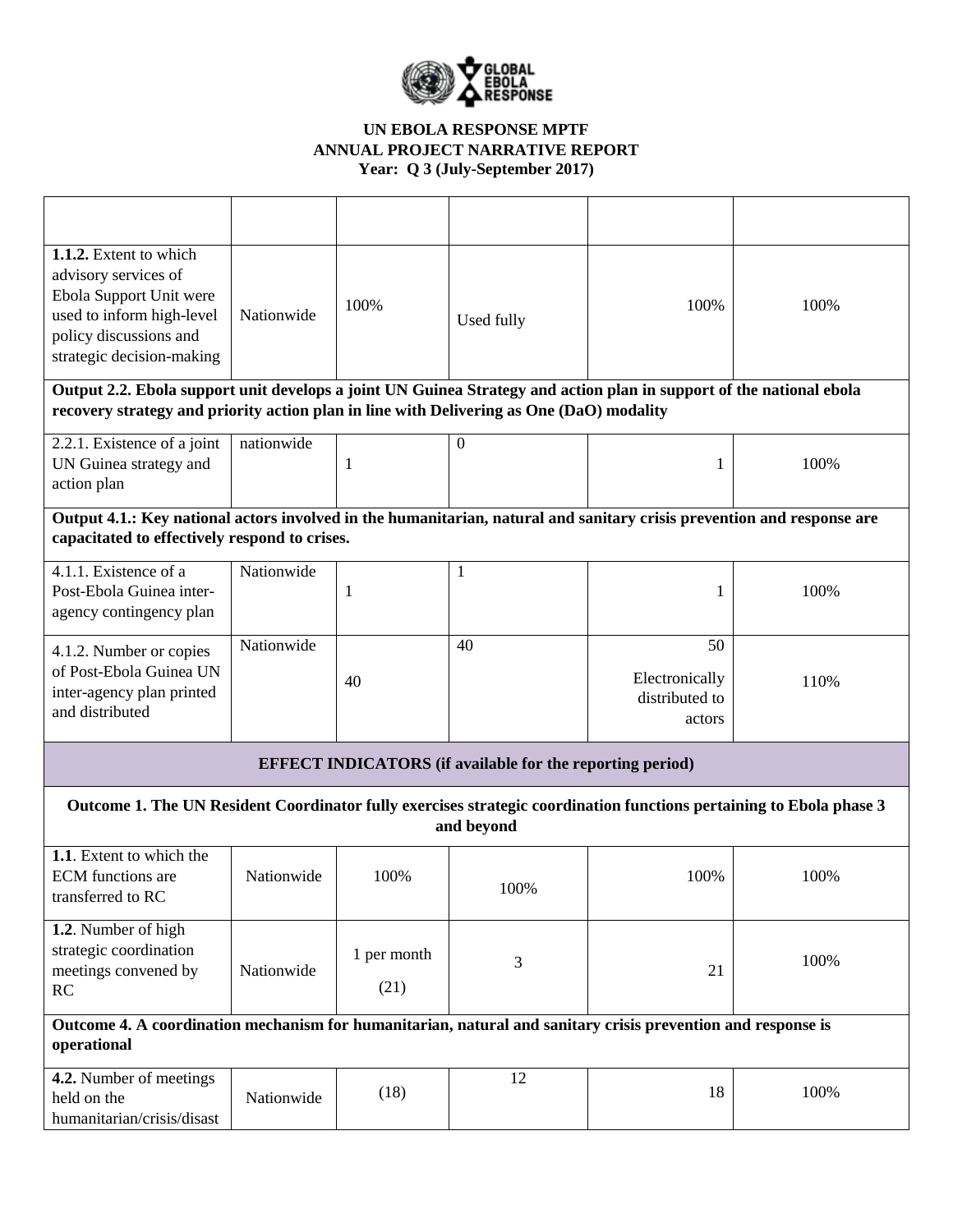**UN EBOLA RESPONSE MPTF**
**ANNUAL PROJECT NARRATIVE REPORT**
**Year: Q 3 (July-September 2017)**

| | | | | | |
|---|---|---|---|---|---|
| **1.1.2.** Extent to which advisory services of Ebola Support Unit were used to inform high-level policy discussions and strategic decision-making | Nationwide | 100% | Used fully | 100% | 100% |
| **Output 2.2. Ebola support unit develops a joint UN Guinea Strategy and action plan in support of the national ebola recovery strategy and priority action plan in line with Delivering as One (DaO) modality** | | | | | |
| 2.2.1. Existence of a joint UN Guinea strategy and action plan | nationwide | 1 | 0 | 1 | 100% |
| **Output 4.1.: Key national actors involved in the humanitarian, natural and sanitary crisis prevention and response are capacitated to effectively respond to crises.** | | | | | |
| 4.1.1. Existence of a Post-Ebola Guinea inter-agency contingency plan | Nationwide | 1 | 1 | 1 | 100% |
| 4.1.2. Number or copies of Post-Ebola Guinea UN inter-agency plan printed and distributed | Nationwide | 40 | 40 | 50 Electronically distributed to actors | 110% |
| **EFFECT INDICATORS (if available for the reporting period)** | | | | | |
| **Outcome 1. The UN Resident Coordinator fully exercises strategic coordination functions pertaining to Ebola phase 3 and beyond** | | | | | |
| **1.1**. Extent to which the ECM functions are transferred to RC | Nationwide | 100% | 100% | 100% | 100% |
| **1.2**. Number of high strategic coordination meetings convened by RC | Nationwide | 1 per month (21) | 3 | 21 | 100% |
| **Outcome 4. A coordination mechanism for humanitarian, natural and sanitary crisis prevention and response is operational** | | | | | |
| **4.2.** Number of meetings held on the humanitarian/crisis/disast | Nationwide | (18) | 12 | 18 | 100% |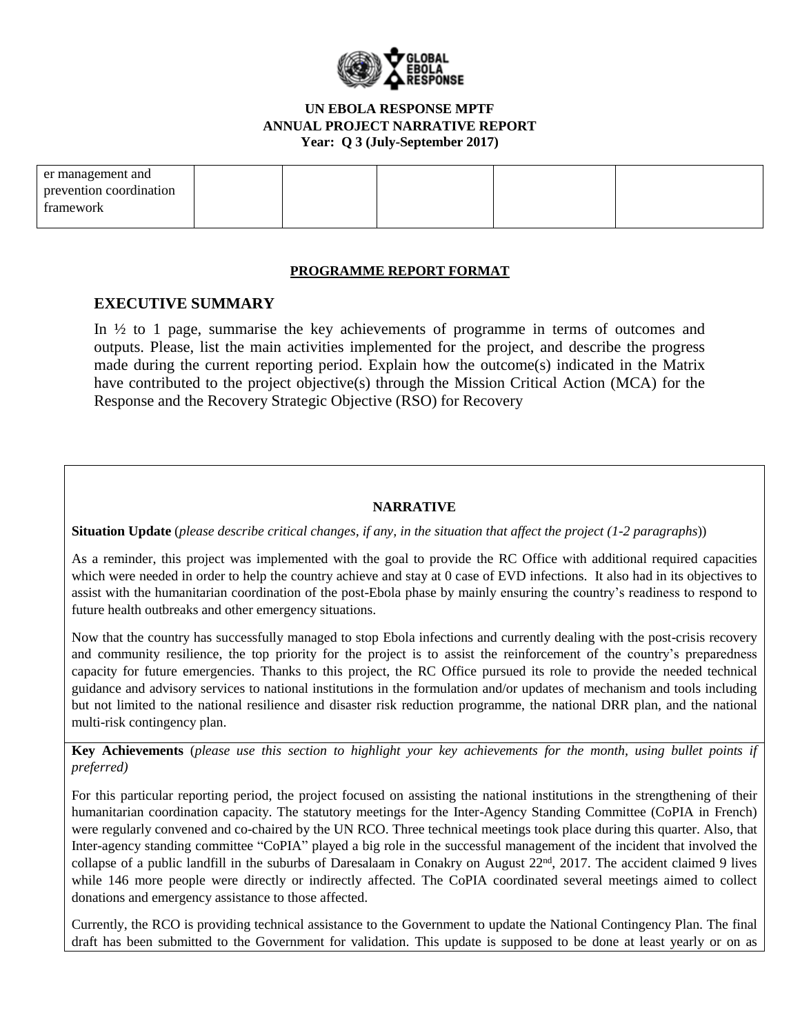**UN EBOLA RESPONSE MPTF**
**ANNUAL PROJECT NARRATIVE REPORT**
**Year: Q 3 (July-September 2017)**

| er management and prevention coordination framework | | | | | |
|---|---|---|---|---|---|

**PROGRAMME REPORT FORMAT**

## EXECUTIVE SUMMARY

In ½ to 1 page, summarise the key achievements of programme in terms of outcomes and outputs. Please, list the main activities implemented for the project, and describe the progress made during the current reporting period. Explain how the outcome(s) indicated in the Matrix have contributed to the project objective(s) through the Mission Critical Action (MCA) for the Response and the Recovery Strategic Objective (RSO) for Recovery

### NARRATIVE

**Situation Update** (*please describe critical changes, if any, in the situation that affect the project (1-2 paragraphs*))

As a reminder, this project was implemented with the goal to provide the RC Office with additional required capacities which were needed in order to help the country achieve and stay at 0 case of EVD infections. It also had in its objectives to assist with the humanitarian coordination of the post-Ebola phase by mainly ensuring the country's readiness to respond to future health outbreaks and other emergency situations.

Now that the country has successfully managed to stop Ebola infections and currently dealing with the post-crisis recovery and community resilience, the top priority for the project is to assist the reinforcement of the country's preparedness capacity for future emergencies. Thanks to this project, the RC Office pursued its role to provide the needed technical guidance and advisory services to national institutions in the formulation and/or updates of mechanism and tools including but not limited to the national resilience and disaster risk reduction programme, the national DRR plan, and the national multi-risk contingency plan.

**Key Achievements** (*please use this section to highlight your key achievements for the month, using bullet points if preferred)*

For this particular reporting period, the project focused on assisting the national institutions in the strengthening of their humanitarian coordination capacity. The statutory meetings for the Inter-Agency Standing Committee (CoPIA in French) were regularly convened and co-chaired by the UN RCO. Three technical meetings took place during this quarter. Also, that Inter-agency standing committee "CoPIA" played a big role in the successful management of the incident that involved the collapse of a public landfill in the suburbs of Daresalaam in Conakry on August 22nd, 2017. The accident claimed 9 lives while 146 more people were directly or indirectly affected. The CoPIA coordinated several meetings aimed to collect donations and emergency assistance to those affected.

Currently, the RCO is providing technical assistance to the Government to update the National Contingency Plan. The final draft has been submitted to the Government for validation. This update is supposed to be done at least yearly or on as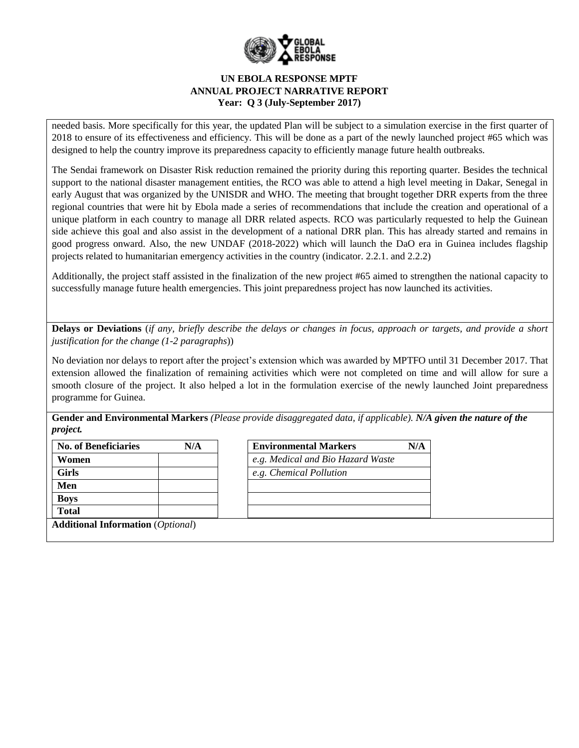needed basis. More specifically for this year, the updated Plan will be subject to a simulation exercise in the first quarter of 2018 to ensure of its effectiveness and efficiency. This will be done as a part of the newly launched project #65 which was designed to help the country improve its preparedness capacity to efficiently manage future health outbreaks.

The Sendai framework on Disaster Risk reduction remained the priority during this reporting quarter. Besides the technical support to the national disaster management entities, the RCO was able to attend a high level meeting in Dakar, Senegal in early August that was organized by the UNISDR and WHO. The meeting that brought together DRR experts from the three regional countries that were hit by Ebola made a series of recommendations that include the creation and operational of a unique platform in each country to manage all DRR related aspects. RCO was particularly requested to help the Guinean side achieve this goal and also assist in the development of a national DRR plan. This has already started and remains in good progress onward. Also, the new UNDAF (2018-2022) which will launch the DaO era in Guinea includes flagship projects related to humanitarian emergency activities in the country (indicator. 2.2.1. and 2.2.2)

Additionally, the project staff assisted in the finalization of the new project #65 aimed to strengthen the national capacity to successfully manage future health emergencies. This joint preparedness project has now launched its activities.

**Delays or Deviations** (*if any, briefly describe the delays or changes in focus, approach or targets, and provide a short justification for the change (1-2 paragraphs*))

No deviation nor delays to report after the project's extension which was awarded by MPTFO until 31 December 2017. That extension allowed the finalization of remaining activities which were not completed on time and will allow for sure a smooth closure of the project. It also helped a lot in the formulation exercise of the newly launched Joint preparedness programme for Guinea.

**Gender and Environmental Markers** *(Please provide disaggregated data, if applicable).* ***N/A given the nature of the project.***

| No. of Beneficiaries | N/A |
|---|---|
| Women | |
| Girls | |
| Men | |
| Boys | |
| Total | |

| Environmental Markers | N/A |
|---|---|
| *e.g. Medical and Bio Hazard Waste* | |
| *e.g. Chemical Pollution* | |
| | |
| | |
| | |

**Additional Information** (*Optional*)